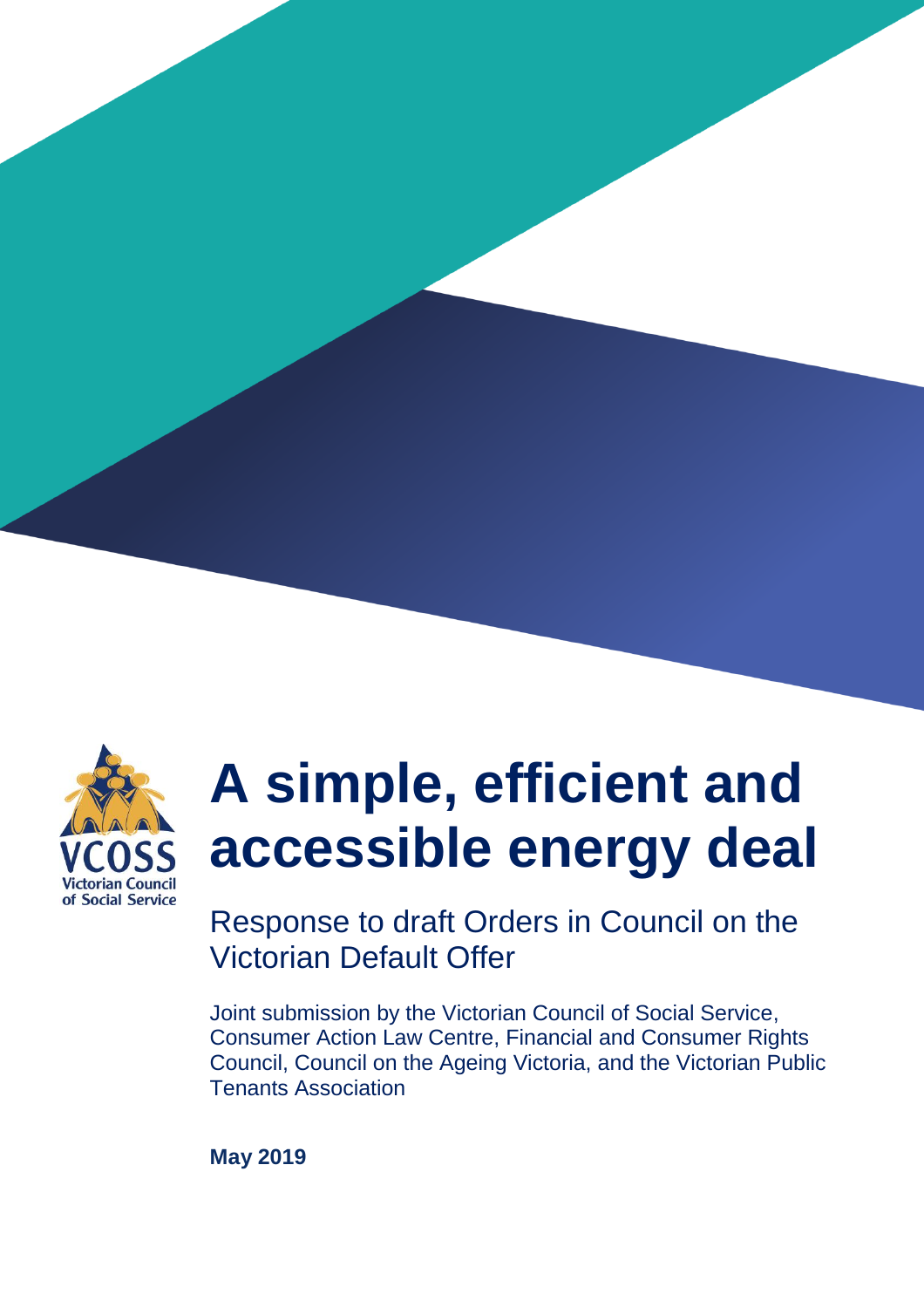VCOSS
Victorian Council of Social Service

# A simple, efficient and accessible energy deal

## Response to draft Orders in Council on the Victorian Default Offer

Joint submission by the Victorian Council of Social Service, Consumer Action Law Centre, Financial and Consumer Rights Council, Council on the Ageing Victoria, and the Victorian Public Tenants Association

**May 2019**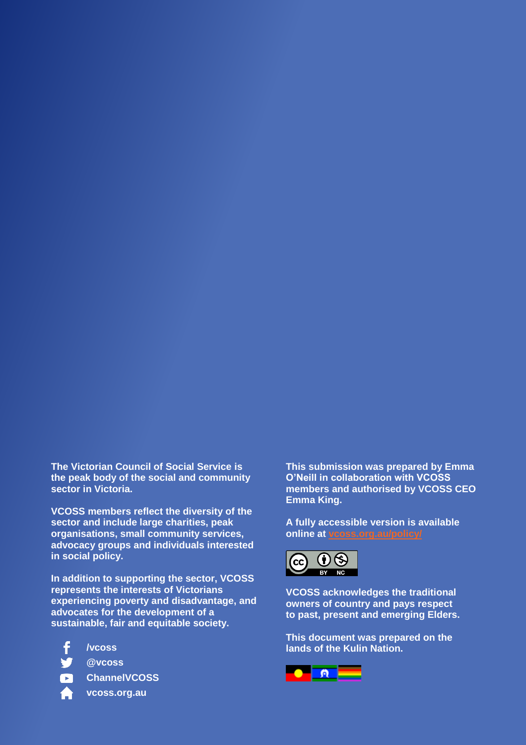**The Victorian Council of Social Service is the peak body of the social and community sector in Victoria.**

**VCOSS members reflect the diversity of the sector and include large charities, peak organisations, small community services, advocacy groups and individuals interested in social policy.**

**In addition to supporting the sector, VCOSS represents the interests of Victorians experiencing poverty and disadvantage, and advocates for the development of a sustainable, fair and equitable society.**

**/vcoss**
**@vcoss**
**ChannelVCOSS**
**vcoss.org.au**

**This submission was prepared by Emma O'Neill in collaboration with VCOSS members and authorised by VCOSS CEO Emma King.**

**A fully accessible version is available online at vcoss.org.au/policy/**

**VCOSS acknowledges the traditional owners of country and pays respect to past, present and emerging Elders.**

**This document was prepared on the lands of the Kulin Nation.**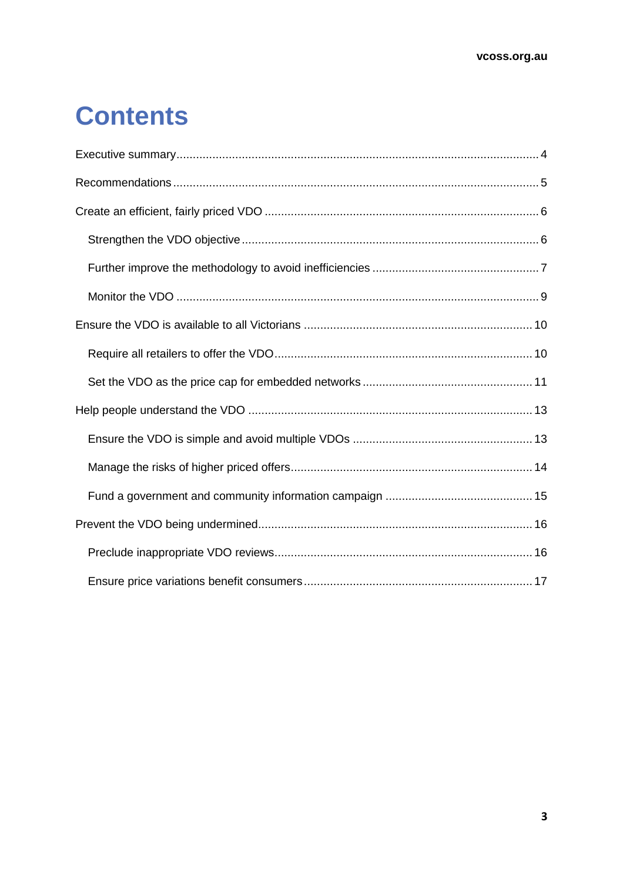# Contents

Executive summary ..... 4

Recommendations ..... 5

Create an efficient, fairly priced VDO ..... 6

- Strengthen the VDO objective ..... 6
- Further improve the methodology to avoid inefficiencies ..... 7
- Monitor the VDO ..... 9

Ensure the VDO is available to all Victorians ..... 10

- Require all retailers to offer the VDO ..... 10
- Set the VDO as the price cap for embedded networks ..... 11

Help people understand the VDO ..... 13

- Ensure the VDO is simple and avoid multiple VDOs ..... 13
- Manage the risks of higher priced offers ..... 14
- Fund a government and community information campaign ..... 15

Prevent the VDO being undermined ..... 16

- Preclude inappropriate VDO reviews ..... 16
- Ensure price variations benefit consumers ..... 17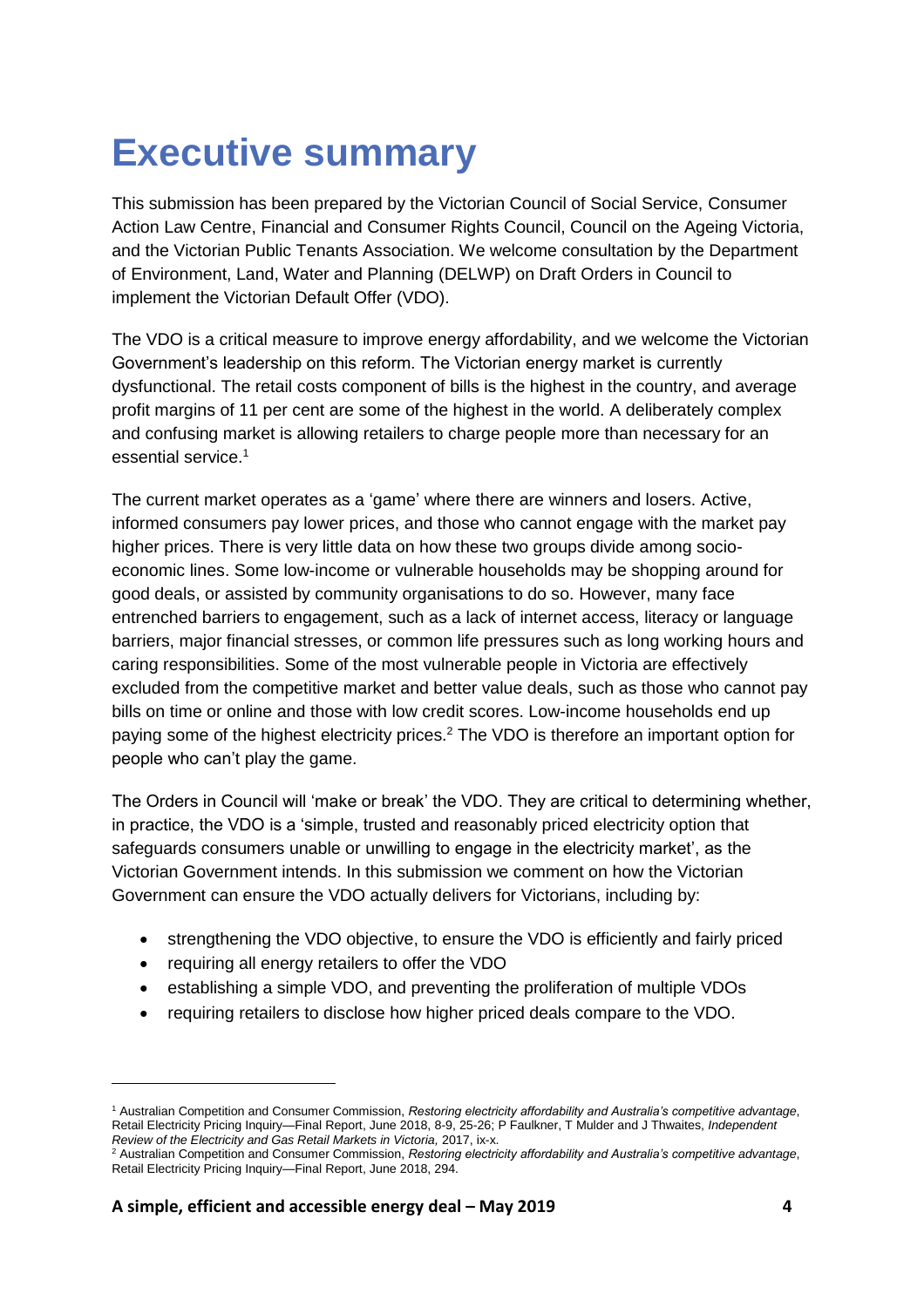# Executive summary

This submission has been prepared by the Victorian Council of Social Service, Consumer Action Law Centre, Financial and Consumer Rights Council, Council on the Ageing Victoria, and the Victorian Public Tenants Association. We welcome consultation by the Department of Environment, Land, Water and Planning (DELWP) on Draft Orders in Council to implement the Victorian Default Offer (VDO).

The VDO is a critical measure to improve energy affordability, and we welcome the Victorian Government's leadership on this reform. The Victorian energy market is currently dysfunctional. The retail costs component of bills is the highest in the country, and average profit margins of 11 per cent are some of the highest in the world. A deliberately complex and confusing market is allowing retailers to charge people more than necessary for an essential service.[1]

The current market operates as a 'game' where there are winners and losers. Active, informed consumers pay lower prices, and those who cannot engage with the market pay higher prices. There is very little data on how these two groups divide among socio-economic lines. Some low-income or vulnerable households may be shopping around for good deals, or assisted by community organisations to do so. However, many face entrenched barriers to engagement, such as a lack of internet access, literacy or language barriers, major financial stresses, or common life pressures such as long working hours and caring responsibilities. Some of the most vulnerable people in Victoria are effectively excluded from the competitive market and better value deals, such as those who cannot pay bills on time or online and those with low credit scores. Low-income households end up paying some of the highest electricity prices.[2] The VDO is therefore an important option for people who can't play the game.

The Orders in Council will 'make or break' the VDO. They are critical to determining whether, in practice, the VDO is a 'simple, trusted and reasonably priced electricity option that safeguards consumers unable or unwilling to engage in the electricity market', as the Victorian Government intends. In this submission we comment on how the Victorian Government can ensure the VDO actually delivers for Victorians, including by:

- strengthening the VDO objective, to ensure the VDO is efficiently and fairly priced
- requiring all energy retailers to offer the VDO
- establishing a simple VDO, and preventing the proliferation of multiple VDOs
- requiring retailers to disclose how higher priced deals compare to the VDO.

---

[1] Australian Competition and Consumer Commission, *Restoring electricity affordability and Australia's competitive advantage*, Retail Electricity Pricing Inquiry—Final Report, June 2018, 8-9, 25-26; P Faulkner, T Mulder and J Thwaites, *Independent Review of the Electricity and Gas Retail Markets in Victoria,* 2017, ix-x.

[2] Australian Competition and Consumer Commission, *Restoring electricity affordability and Australia's competitive advantage*, Retail Electricity Pricing Inquiry—Final Report, June 2018, 294.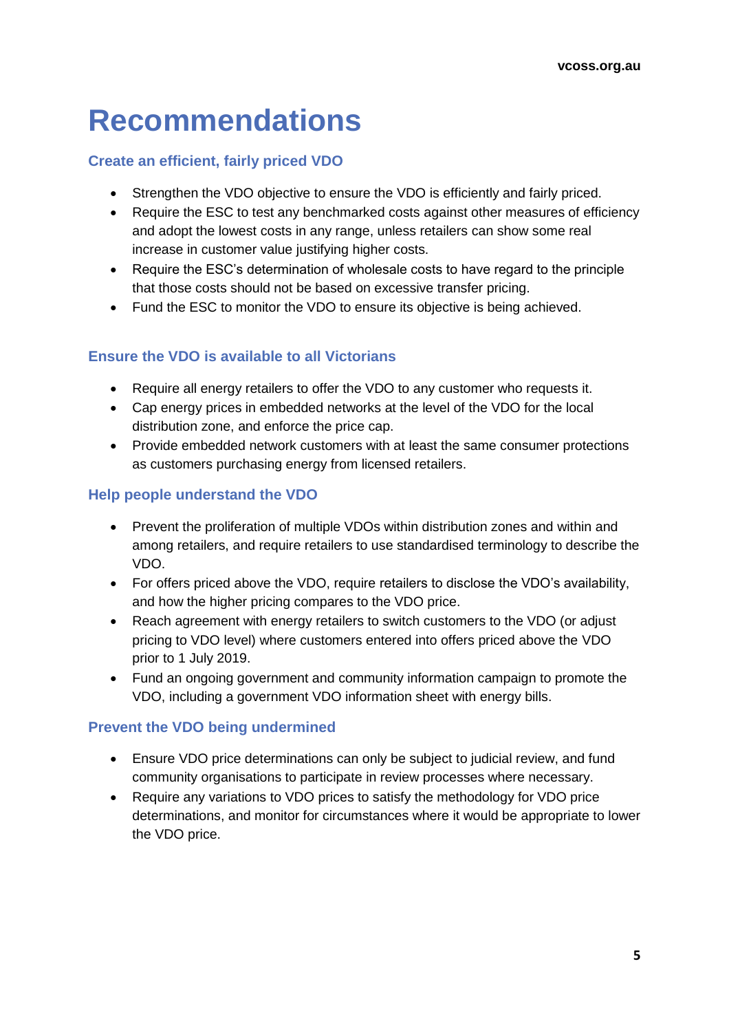# Recommendations

### Create an efficient, fairly priced VDO

- Strengthen the VDO objective to ensure the VDO is efficiently and fairly priced.
- Require the ESC to test any benchmarked costs against other measures of efficiency and adopt the lowest costs in any range, unless retailers can show some real increase in customer value justifying higher costs.
- Require the ESC's determination of wholesale costs to have regard to the principle that those costs should not be based on excessive transfer pricing.
- Fund the ESC to monitor the VDO to ensure its objective is being achieved.

### Ensure the VDO is available to all Victorians

- Require all energy retailers to offer the VDO to any customer who requests it.
- Cap energy prices in embedded networks at the level of the VDO for the local distribution zone, and enforce the price cap.
- Provide embedded network customers with at least the same consumer protections as customers purchasing energy from licensed retailers.

### Help people understand the VDO

- Prevent the proliferation of multiple VDOs within distribution zones and within and among retailers, and require retailers to use standardised terminology to describe the VDO.
- For offers priced above the VDO, require retailers to disclose the VDO's availability, and how the higher pricing compares to the VDO price.
- Reach agreement with energy retailers to switch customers to the VDO (or adjust pricing to VDO level) where customers entered into offers priced above the VDO prior to 1 July 2019.
- Fund an ongoing government and community information campaign to promote the VDO, including a government VDO information sheet with energy bills.

### Prevent the VDO being undermined

- Ensure VDO price determinations can only be subject to judicial review, and fund community organisations to participate in review processes where necessary.
- Require any variations to VDO prices to satisfy the methodology for VDO price determinations, and monitor for circumstances where it would be appropriate to lower the VDO price.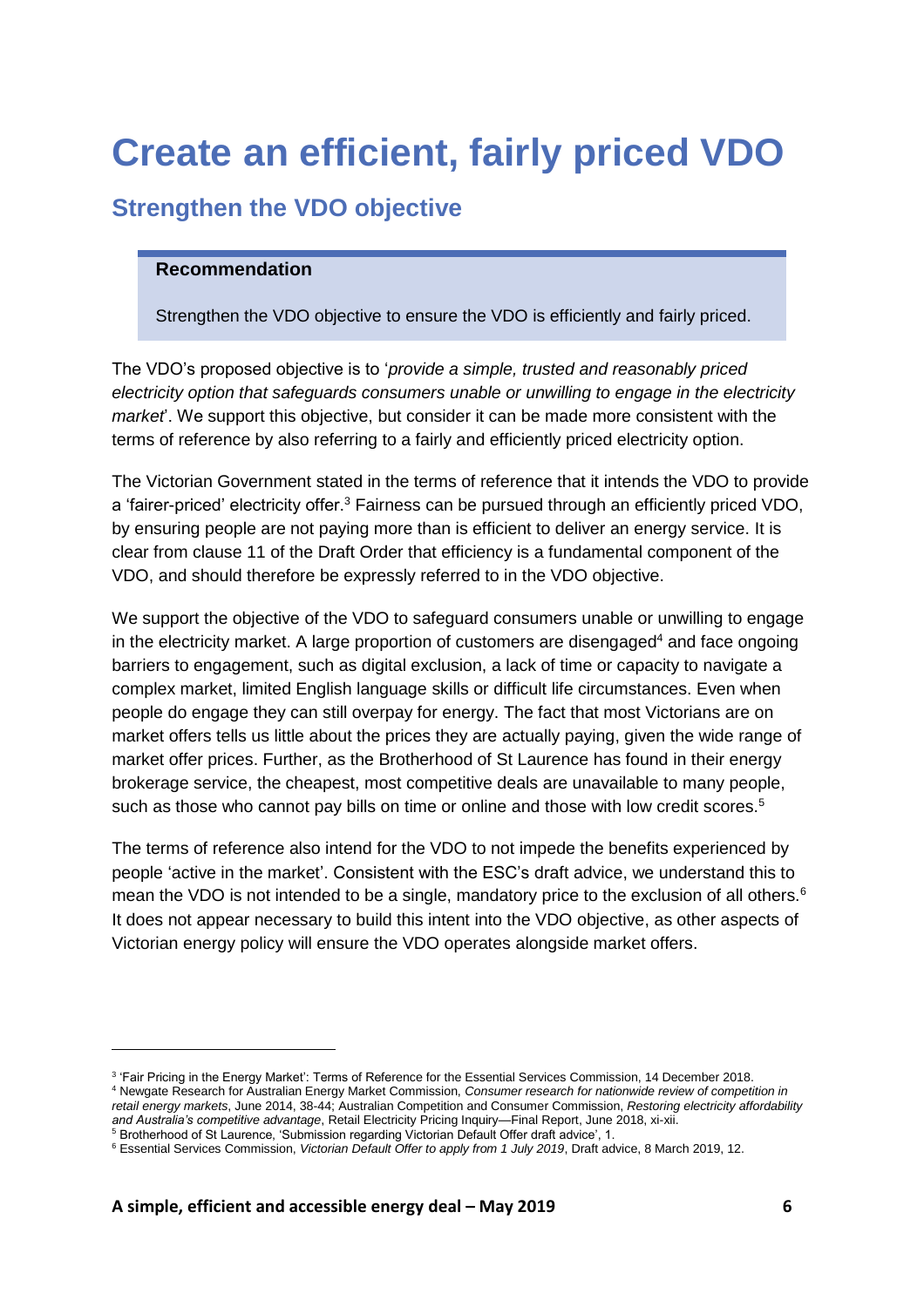# Create an efficient, fairly priced VDO

## Strengthen the VDO objective

> **Recommendation**
>
> Strengthen the VDO objective to ensure the VDO is efficiently and fairly priced.

The VDO's proposed objective is to '*provide a simple, trusted and reasonably priced electricity option that safeguards consumers unable or unwilling to engage in the electricity market*'. We support this objective, but consider it can be made more consistent with the terms of reference by also referring to a fairly and efficiently priced electricity option.

The Victorian Government stated in the terms of reference that it intends the VDO to provide a 'fairer-priced' electricity offer.[3] Fairness can be pursued through an efficiently priced VDO, by ensuring people are not paying more than is efficient to deliver an energy service. It is clear from clause 11 of the Draft Order that efficiency is a fundamental component of the VDO, and should therefore be expressly referred to in the VDO objective.

We support the objective of the VDO to safeguard consumers unable or unwilling to engage in the electricity market. A large proportion of customers are disengaged[4] and face ongoing barriers to engagement, such as digital exclusion, a lack of time or capacity to navigate a complex market, limited English language skills or difficult life circumstances. Even when people do engage they can still overpay for energy. The fact that most Victorians are on market offers tells us little about the prices they are actually paying, given the wide range of market offer prices. Further, as the Brotherhood of St Laurence has found in their energy brokerage service, the cheapest, most competitive deals are unavailable to many people, such as those who cannot pay bills on time or online and those with low credit scores.[5]

The terms of reference also intend for the VDO to not impede the benefits experienced by people 'active in the market'. Consistent with the ESC's draft advice, we understand this to mean the VDO is not intended to be a single, mandatory price to the exclusion of all others.[6] It does not appear necessary to build this intent into the VDO objective, as other aspects of Victorian energy policy will ensure the VDO operates alongside market offers.

---

[3] 'Fair Pricing in the Energy Market': Terms of Reference for the Essential Services Commission, 14 December 2018.

[4] Newgate Research for Australian Energy Market Commission, *Consumer research for nationwide review of competition in retail energy markets*, June 2014, 38-44; Australian Competition and Consumer Commission, *Restoring electricity affordability and Australia's competitive advantage*, Retail Electricity Pricing Inquiry—Final Report, June 2018, xi-xii.

[5] Brotherhood of St Laurence, 'Submission regarding Victorian Default Offer draft advice', 1.

[6] Essential Services Commission, *Victorian Default Offer to apply from 1 July 2019*, Draft advice, 8 March 2019, 12.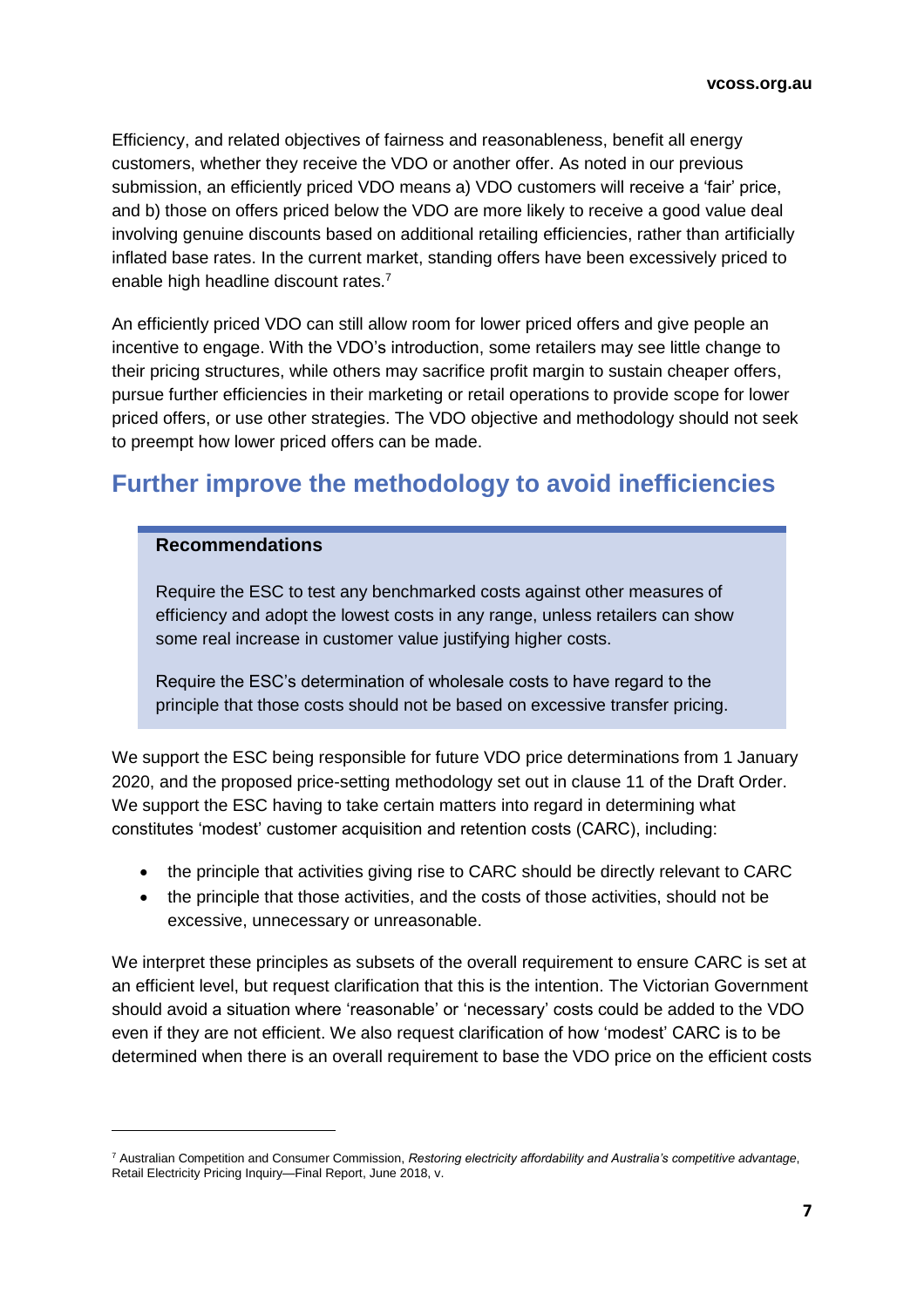Efficiency, and related objectives of fairness and reasonableness, benefit all energy customers, whether they receive the VDO or another offer. As noted in our previous submission, an efficiently priced VDO means a) VDO customers will receive a 'fair' price, and b) those on offers priced below the VDO are more likely to receive a good value deal involving genuine discounts based on additional retailing efficiencies, rather than artificially inflated base rates. In the current market, standing offers have been excessively priced to enable high headline discount rates.[7]

An efficiently priced VDO can still allow room for lower priced offers and give people an incentive to engage. With the VDO's introduction, some retailers may see little change to their pricing structures, while others may sacrifice profit margin to sustain cheaper offers, pursue further efficiencies in their marketing or retail operations to provide scope for lower priced offers, or use other strategies. The VDO objective and methodology should not seek to preempt how lower priced offers can be made.

## Further improve the methodology to avoid inefficiencies

> **Recommendations**
>
> Require the ESC to test any benchmarked costs against other measures of efficiency and adopt the lowest costs in any range, unless retailers can show some real increase in customer value justifying higher costs.
>
> Require the ESC's determination of wholesale costs to have regard to the principle that those costs should not be based on excessive transfer pricing.

We support the ESC being responsible for future VDO price determinations from 1 January 2020, and the proposed price-setting methodology set out in clause 11 of the Draft Order. We support the ESC having to take certain matters into regard in determining what constitutes 'modest' customer acquisition and retention costs (CARC), including:

- the principle that activities giving rise to CARC should be directly relevant to CARC
- the principle that those activities, and the costs of those activities, should not be excessive, unnecessary or unreasonable.

We interpret these principles as subsets of the overall requirement to ensure CARC is set at an efficient level, but request clarification that this is the intention. The Victorian Government should avoid a situation where 'reasonable' or 'necessary' costs could be added to the VDO even if they are not efficient. We also request clarification of how 'modest' CARC is to be determined when there is an overall requirement to base the VDO price on the efficient costs

---

[7] Australian Competition and Consumer Commission, *Restoring electricity affordability and Australia's competitive advantage*, Retail Electricity Pricing Inquiry—Final Report, June 2018, v.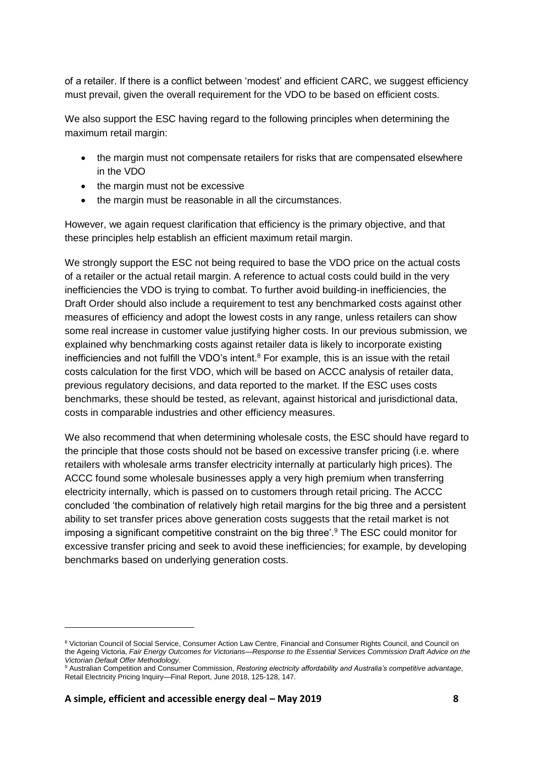of a retailer. If there is a conflict between 'modest' and efficient CARC, we suggest efficiency must prevail, given the overall requirement for the VDO to be based on efficient costs.

We also support the ESC having regard to the following principles when determining the maximum retail margin:

- the margin must not compensate retailers for risks that are compensated elsewhere in the VDO
- the margin must not be excessive
- the margin must be reasonable in all the circumstances.

However, we again request clarification that efficiency is the primary objective, and that these principles help establish an efficient maximum retail margin.

We strongly support the ESC not being required to base the VDO price on the actual costs of a retailer or the actual retail margin. A reference to actual costs could build in the very inefficiencies the VDO is trying to combat. To further avoid building-in inefficiencies, the Draft Order should also include a requirement to test any benchmarked costs against other measures of efficiency and adopt the lowest costs in any range, unless retailers can show some real increase in customer value justifying higher costs. In our previous submission, we explained why benchmarking costs against retailer data is likely to incorporate existing inefficiencies and not fulfill the VDO's intent.[8] For example, this is an issue with the retail costs calculation for the first VDO, which will be based on ACCC analysis of retailer data, previous regulatory decisions, and data reported to the market. If the ESC uses costs benchmarks, these should be tested, as relevant, against historical and jurisdictional data, costs in comparable industries and other efficiency measures.

We also recommend that when determining wholesale costs, the ESC should have regard to the principle that those costs should not be based on excessive transfer pricing (i.e. where retailers with wholesale arms transfer electricity internally at particularly high prices). The ACCC found some wholesale businesses apply a very high premium when transferring electricity internally, which is passed on to customers through retail pricing. The ACCC concluded 'the combination of relatively high retail margins for the big three and a persistent ability to set transfer prices above generation costs suggests that the retail market is not imposing a significant competitive constraint on the big three'.[9] The ESC could monitor for excessive transfer pricing and seek to avoid these inefficiencies; for example, by developing benchmarks based on underlying generation costs.

---

[8] Victorian Council of Social Service, Consumer Action Law Centre, Financial and Consumer Rights Council, and Council on the Ageing Victoria, *Fair Energy Outcomes for Victorians—Response to the Essential Services Commission Draft Advice on the Victorian Default Offer Methodology*.

[9] Australian Competition and Consumer Commission, *Restoring electricity affordability and Australia's competitive advantage*, Retail Electricity Pricing Inquiry—Final Report, June 2018, 125-128, 147.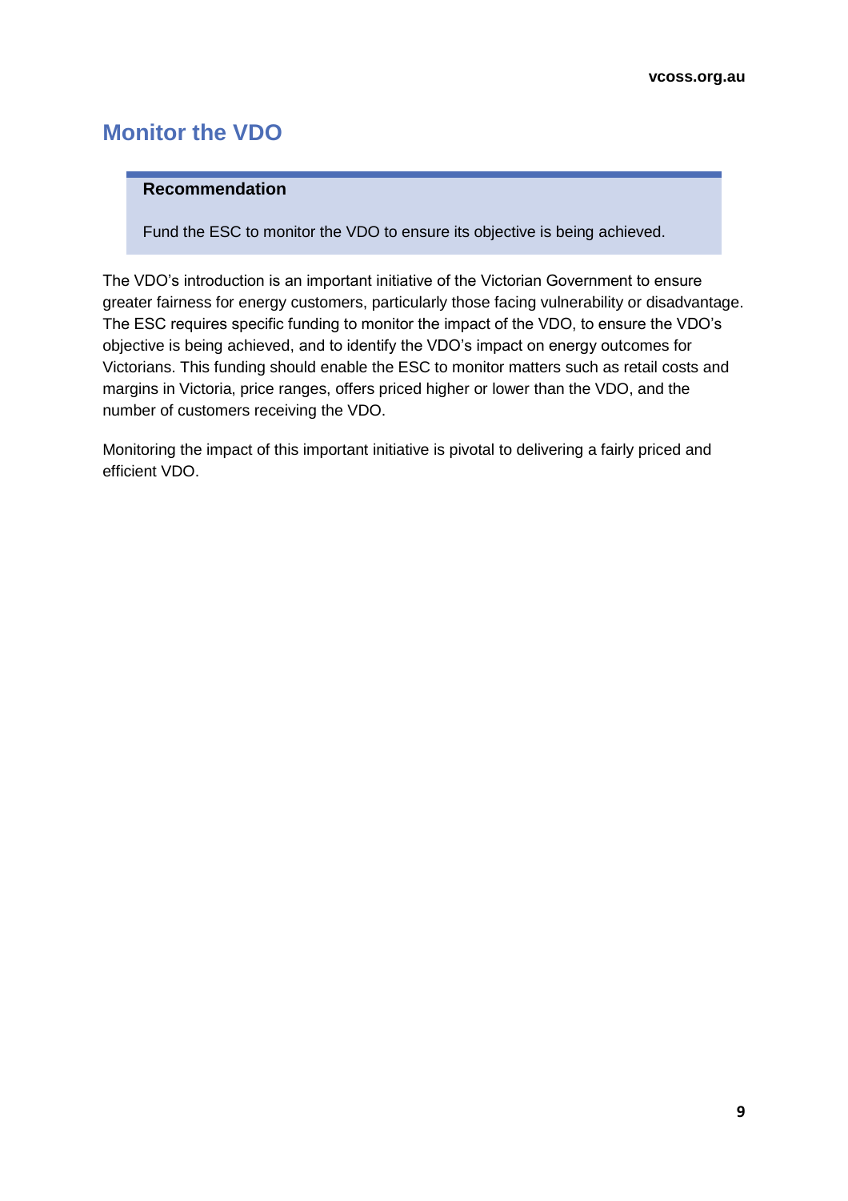## Monitor the VDO

> **Recommendation**
>
> Fund the ESC to monitor the VDO to ensure its objective is being achieved.

The VDO's introduction is an important initiative of the Victorian Government to ensure greater fairness for energy customers, particularly those facing vulnerability or disadvantage. The ESC requires specific funding to monitor the impact of the VDO, to ensure the VDO's objective is being achieved, and to identify the VDO's impact on energy outcomes for Victorians. This funding should enable the ESC to monitor matters such as retail costs and margins in Victoria, price ranges, offers priced higher or lower than the VDO, and the number of customers receiving the VDO.

Monitoring the impact of this important initiative is pivotal to delivering a fairly priced and efficient VDO.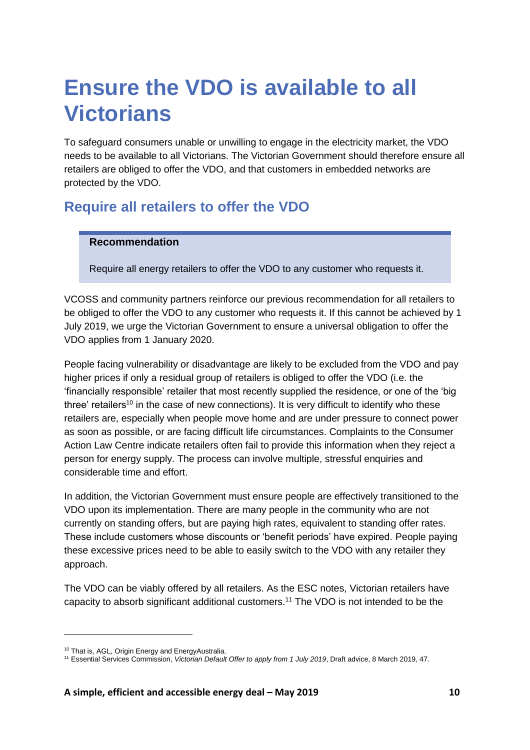# Ensure the VDO is available to all Victorians

To safeguard consumers unable or unwilling to engage in the electricity market, the VDO needs to be available to all Victorians. The Victorian Government should therefore ensure all retailers are obliged to offer the VDO, and that customers in embedded networks are protected by the VDO.

## Require all retailers to offer the VDO

> **Recommendation**
>
> Require all energy retailers to offer the VDO to any customer who requests it.

VCOSS and community partners reinforce our previous recommendation for all retailers to be obliged to offer the VDO to any customer who requests it. If this cannot be achieved by 1 July 2019, we urge the Victorian Government to ensure a universal obligation to offer the VDO applies from 1 January 2020.

People facing vulnerability or disadvantage are likely to be excluded from the VDO and pay higher prices if only a residual group of retailers is obliged to offer the VDO (i.e. the 'financially responsible' retailer that most recently supplied the residence, or one of the 'big three' retailers[10] in the case of new connections). It is very difficult to identify who these retailers are, especially when people move home and are under pressure to connect power as soon as possible, or are facing difficult life circumstances. Complaints to the Consumer Action Law Centre indicate retailers often fail to provide this information when they reject a person for energy supply. The process can involve multiple, stressful enquiries and considerable time and effort.

In addition, the Victorian Government must ensure people are effectively transitioned to the VDO upon its implementation. There are many people in the community who are not currently on standing offers, but are paying high rates, equivalent to standing offer rates. These include customers whose discounts or 'benefit periods' have expired. People paying these excessive prices need to be able to easily switch to the VDO with any retailer they approach.

The VDO can be viably offered by all retailers. As the ESC notes, Victorian retailers have capacity to absorb significant additional customers.[11] The VDO is not intended to be the

---

[10] That is, AGL, Origin Energy and EnergyAustralia.

[11] Essential Services Commission, *Victorian Default Offer to apply from 1 July 2019*, Draft advice, 8 March 2019, 47.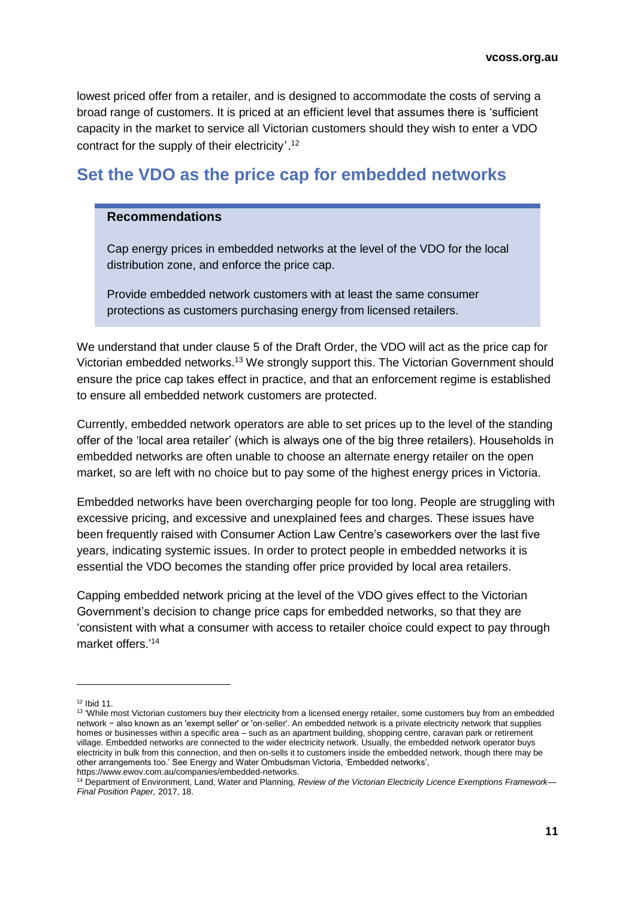lowest priced offer from a retailer, and is designed to accommodate the costs of serving a broad range of customers. It is priced at an efficient level that assumes there is 'sufficient capacity in the market to service all Victorian customers should they wish to enter a VDO contract for the supply of their electricity'.[12]

## Set the VDO as the price cap for embedded networks

> **Recommendations**
>
> Cap energy prices in embedded networks at the level of the VDO for the local distribution zone, and enforce the price cap.
>
> Provide embedded network customers with at least the same consumer protections as customers purchasing energy from licensed retailers.

We understand that under clause 5 of the Draft Order, the VDO will act as the price cap for Victorian embedded networks.[13] We strongly support this. The Victorian Government should ensure the price cap takes effect in practice, and that an enforcement regime is established to ensure all embedded network customers are protected.

Currently, embedded network operators are able to set prices up to the level of the standing offer of the 'local area retailer' (which is always one of the big three retailers). Households in embedded networks are often unable to choose an alternate energy retailer on the open market, so are left with no choice but to pay some of the highest energy prices in Victoria.

Embedded networks have been overcharging people for too long. People are struggling with excessive pricing, and excessive and unexplained fees and charges. These issues have been frequently raised with Consumer Action Law Centre's caseworkers over the last five years, indicating systemic issues. In order to protect people in embedded networks it is essential the VDO becomes the standing offer price provided by local area retailers.

Capping embedded network pricing at the level of the VDO gives effect to the Victorian Government's decision to change price caps for embedded networks, so that they are 'consistent with what a consumer with access to retailer choice could expect to pay through market offers.'[14]

---

[12] Ibid 11.

[13] 'While most Victorian customers buy their electricity from a licensed energy retailer, some customers buy from an embedded network − also known as an 'exempt seller' or 'on-seller'. An embedded network is a private electricity network that supplies homes or businesses within a specific area – such as an apartment building, shopping centre, caravan park or retirement village. Embedded networks are connected to the wider electricity network. Usually, the embedded network operator buys electricity in bulk from this connection, and then on-sells it to customers inside the embedded network, though there may be other arrangements too.' See Energy and Water Ombudsman Victoria, 'Embedded networks', https://www.ewov.com.au/companies/embedded-networks.

[14] Department of Environment, Land, Water and Planning, *Review of the Victorian Electricity Licence Exemptions Framework—Final Position Paper,* 2017, 18.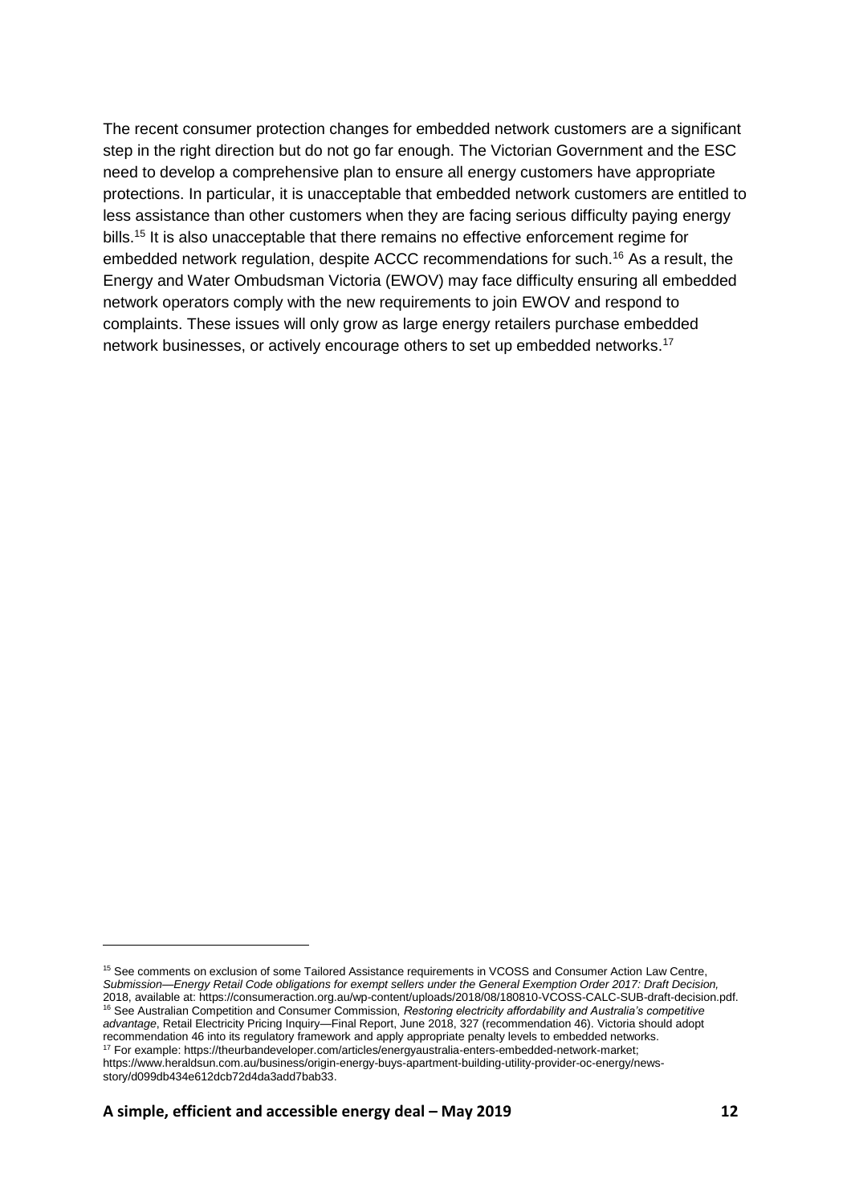The recent consumer protection changes for embedded network customers are a significant step in the right direction but do not go far enough. The Victorian Government and the ESC need to develop a comprehensive plan to ensure all energy customers have appropriate protections. In particular, it is unacceptable that embedded network customers are entitled to less assistance than other customers when they are facing serious difficulty paying energy bills.[15] It is also unacceptable that there remains no effective enforcement regime for embedded network regulation, despite ACCC recommendations for such.[16] As a result, the Energy and Water Ombudsman Victoria (EWOV) may face difficulty ensuring all embedded network operators comply with the new requirements to join EWOV and respond to complaints. These issues will only grow as large energy retailers purchase embedded network businesses, or actively encourage others to set up embedded networks.[17]

---

[15] See comments on exclusion of some Tailored Assistance requirements in VCOSS and Consumer Action Law Centre, *Submission—Energy Retail Code obligations for exempt sellers under the General Exemption Order 2017: Draft Decision,* 2018, available at: https://consumeraction.org.au/wp-content/uploads/2018/08/180810-VCOSS-CALC-SUB-draft-decision.pdf.

[16] See Australian Competition and Consumer Commission, *Restoring electricity affordability and Australia's competitive advantage*, Retail Electricity Pricing Inquiry—Final Report, June 2018, 327 (recommendation 46). Victoria should adopt recommendation 46 into its regulatory framework and apply appropriate penalty levels to embedded networks.

[17] For example: https://theurbandeveloper.com/articles/energyaustralia-enters-embedded-network-market; https://www.heraldsun.com.au/business/origin-energy-buys-apartment-building-utility-provider-oc-energy/news-story/d099db434e612dcb72d4da3add7bab33.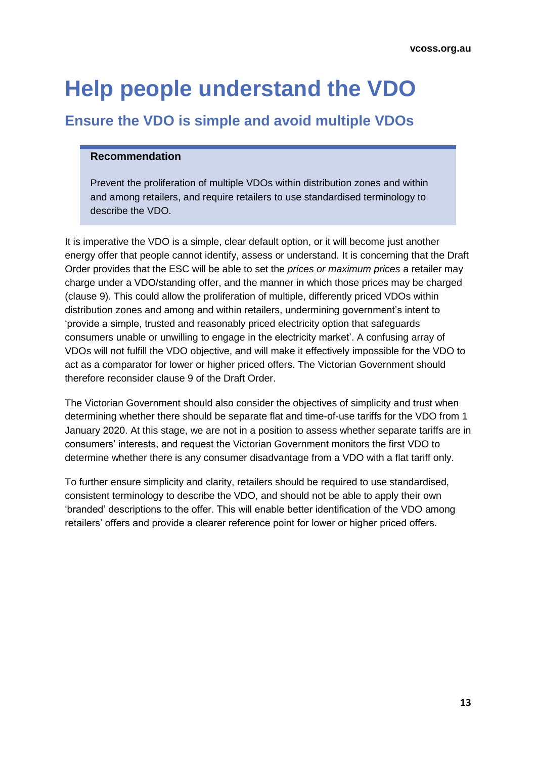# Help people understand the VDO

## Ensure the VDO is simple and avoid multiple VDOs

> **Recommendation**
>
> Prevent the proliferation of multiple VDOs within distribution zones and within and among retailers, and require retailers to use standardised terminology to describe the VDO.

It is imperative the VDO is a simple, clear default option, or it will become just another energy offer that people cannot identify, assess or understand. It is concerning that the Draft Order provides that the ESC will be able to set the *prices or maximum prices* a retailer may charge under a VDO/standing offer, and the manner in which those prices may be charged (clause 9). This could allow the proliferation of multiple, differently priced VDOs within distribution zones and among and within retailers, undermining government's intent to 'provide a simple, trusted and reasonably priced electricity option that safeguards consumers unable or unwilling to engage in the electricity market'. A confusing array of VDOs will not fulfill the VDO objective, and will make it effectively impossible for the VDO to act as a comparator for lower or higher priced offers. The Victorian Government should therefore reconsider clause 9 of the Draft Order.

The Victorian Government should also consider the objectives of simplicity and trust when determining whether there should be separate flat and time-of-use tariffs for the VDO from 1 January 2020. At this stage, we are not in a position to assess whether separate tariffs are in consumers' interests, and request the Victorian Government monitors the first VDO to determine whether there is any consumer disadvantage from a VDO with a flat tariff only.

To further ensure simplicity and clarity, retailers should be required to use standardised, consistent terminology to describe the VDO, and should not be able to apply their own 'branded' descriptions to the offer. This will enable better identification of the VDO among retailers' offers and provide a clearer reference point for lower or higher priced offers.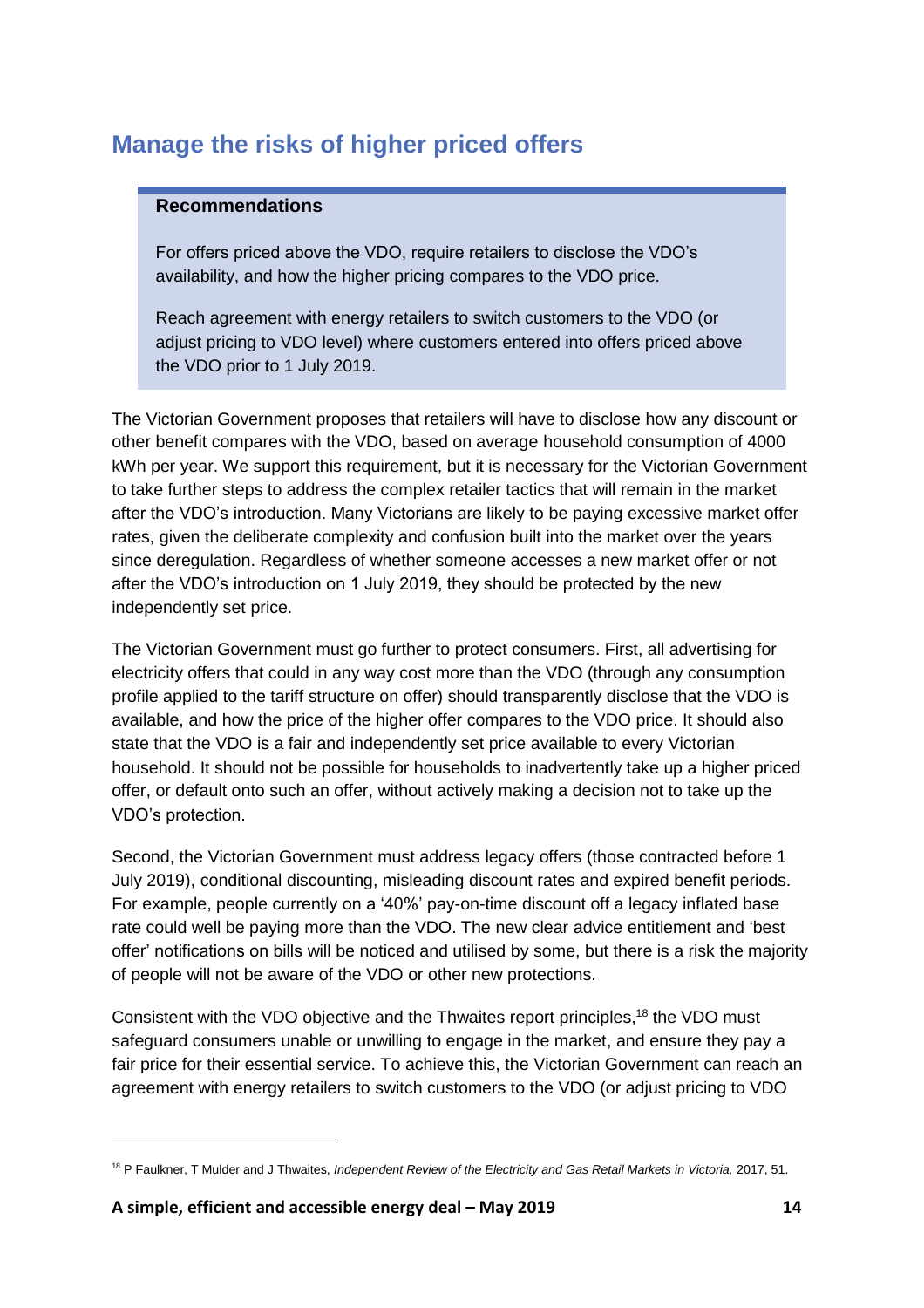## Manage the risks of higher priced offers

> **Recommendations**
>
> For offers priced above the VDO, require retailers to disclose the VDO's availability, and how the higher pricing compares to the VDO price.
>
> Reach agreement with energy retailers to switch customers to the VDO (or adjust pricing to VDO level) where customers entered into offers priced above the VDO prior to 1 July 2019.

The Victorian Government proposes that retailers will have to disclose how any discount or other benefit compares with the VDO, based on average household consumption of 4000 kWh per year. We support this requirement, but it is necessary for the Victorian Government to take further steps to address the complex retailer tactics that will remain in the market after the VDO's introduction. Many Victorians are likely to be paying excessive market offer rates, given the deliberate complexity and confusion built into the market over the years since deregulation. Regardless of whether someone accesses a new market offer or not after the VDO's introduction on 1 July 2019, they should be protected by the new independently set price.

The Victorian Government must go further to protect consumers. First, all advertising for electricity offers that could in any way cost more than the VDO (through any consumption profile applied to the tariff structure on offer) should transparently disclose that the VDO is available, and how the price of the higher offer compares to the VDO price. It should also state that the VDO is a fair and independently set price available to every Victorian household. It should not be possible for households to inadvertently take up a higher priced offer, or default onto such an offer, without actively making a decision not to take up the VDO's protection.

Second, the Victorian Government must address legacy offers (those contracted before 1 July 2019), conditional discounting, misleading discount rates and expired benefit periods. For example, people currently on a '40%' pay-on-time discount off a legacy inflated base rate could well be paying more than the VDO. The new clear advice entitlement and 'best offer' notifications on bills will be noticed and utilised by some, but there is a risk the majority of people will not be aware of the VDO or other new protections.

Consistent with the VDO objective and the Thwaites report principles,[18] the VDO must safeguard consumers unable or unwilling to engage in the market, and ensure they pay a fair price for their essential service. To achieve this, the Victorian Government can reach an agreement with energy retailers to switch customers to the VDO (or adjust pricing to VDO

---

[18] P Faulkner, T Mulder and J Thwaites, *Independent Review of the Electricity and Gas Retail Markets in Victoria,* 2017, 51.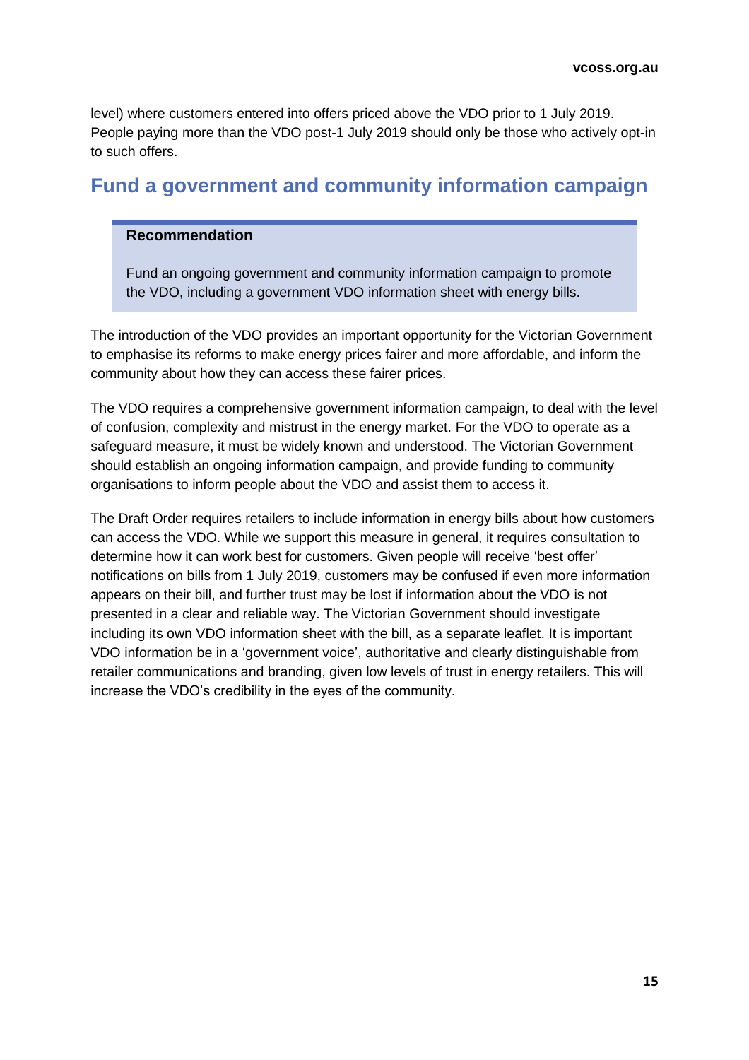level) where customers entered into offers priced above the VDO prior to 1 July 2019. People paying more than the VDO post-1 July 2019 should only be those who actively opt-in to such offers.

## Fund a government and community information campaign

> **Recommendation**
>
> Fund an ongoing government and community information campaign to promote the VDO, including a government VDO information sheet with energy bills.

The introduction of the VDO provides an important opportunity for the Victorian Government to emphasise its reforms to make energy prices fairer and more affordable, and inform the community about how they can access these fairer prices.

The VDO requires a comprehensive government information campaign, to deal with the level of confusion, complexity and mistrust in the energy market. For the VDO to operate as a safeguard measure, it must be widely known and understood. The Victorian Government should establish an ongoing information campaign, and provide funding to community organisations to inform people about the VDO and assist them to access it.

The Draft Order requires retailers to include information in energy bills about how customers can access the VDO. While we support this measure in general, it requires consultation to determine how it can work best for customers. Given people will receive 'best offer' notifications on bills from 1 July 2019, customers may be confused if even more information appears on their bill, and further trust may be lost if information about the VDO is not presented in a clear and reliable way. The Victorian Government should investigate including its own VDO information sheet with the bill, as a separate leaflet. It is important VDO information be in a 'government voice', authoritative and clearly distinguishable from retailer communications and branding, given low levels of trust in energy retailers. This will increase the VDO's credibility in the eyes of the community.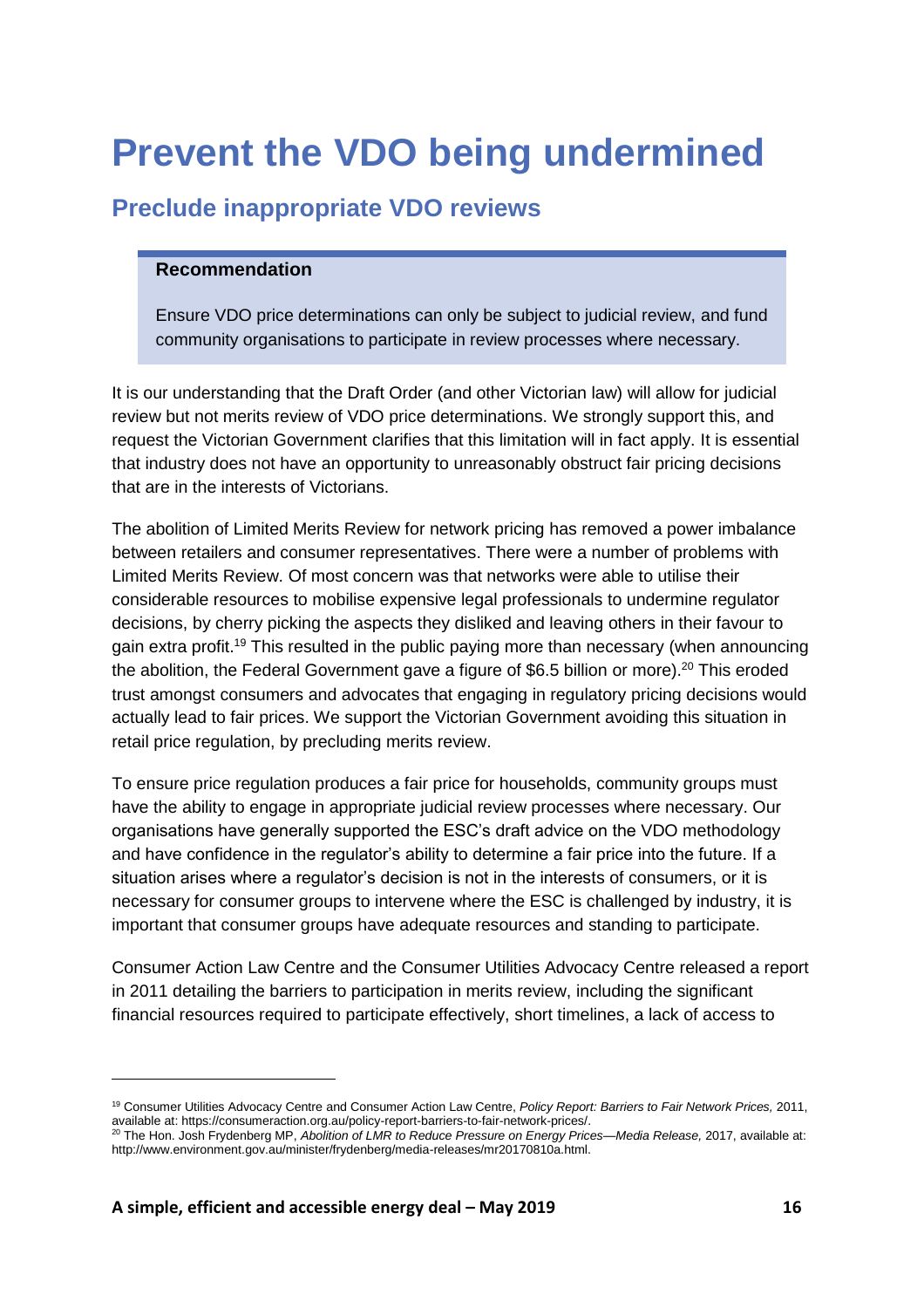# Prevent the VDO being undermined

## Preclude inappropriate VDO reviews

> **Recommendation**
>
> Ensure VDO price determinations can only be subject to judicial review, and fund community organisations to participate in review processes where necessary.

It is our understanding that the Draft Order (and other Victorian law) will allow for judicial review but not merits review of VDO price determinations. We strongly support this, and request the Victorian Government clarifies that this limitation will in fact apply. It is essential that industry does not have an opportunity to unreasonably obstruct fair pricing decisions that are in the interests of Victorians.

The abolition of Limited Merits Review for network pricing has removed a power imbalance between retailers and consumer representatives. There were a number of problems with Limited Merits Review. Of most concern was that networks were able to utilise their considerable resources to mobilise expensive legal professionals to undermine regulator decisions, by cherry picking the aspects they disliked and leaving others in their favour to gain extra profit.[19] This resulted in the public paying more than necessary (when announcing the abolition, the Federal Government gave a figure of $6.5 billion or more).[20] This eroded trust amongst consumers and advocates that engaging in regulatory pricing decisions would actually lead to fair prices. We support the Victorian Government avoiding this situation in retail price regulation, by precluding merits review.

To ensure price regulation produces a fair price for households, community groups must have the ability to engage in appropriate judicial review processes where necessary. Our organisations have generally supported the ESC's draft advice on the VDO methodology and have confidence in the regulator's ability to determine a fair price into the future. If a situation arises where a regulator's decision is not in the interests of consumers, or it is necessary for consumer groups to intervene where the ESC is challenged by industry, it is important that consumer groups have adequate resources and standing to participate.

Consumer Action Law Centre and the Consumer Utilities Advocacy Centre released a report in 2011 detailing the barriers to participation in merits review, including the significant financial resources required to participate effectively, short timelines, a lack of access to

---

[19] Consumer Utilities Advocacy Centre and Consumer Action Law Centre, *Policy Report: Barriers to Fair Network Prices,* 2011, available at: https://consumeraction.org.au/policy-report-barriers-to-fair-network-prices/.

[20] The Hon. Josh Frydenberg MP, *Abolition of LMR to Reduce Pressure on Energy Prices—Media Release,* 2017, available at: http://www.environment.gov.au/minister/frydenberg/media-releases/mr20170810a.html.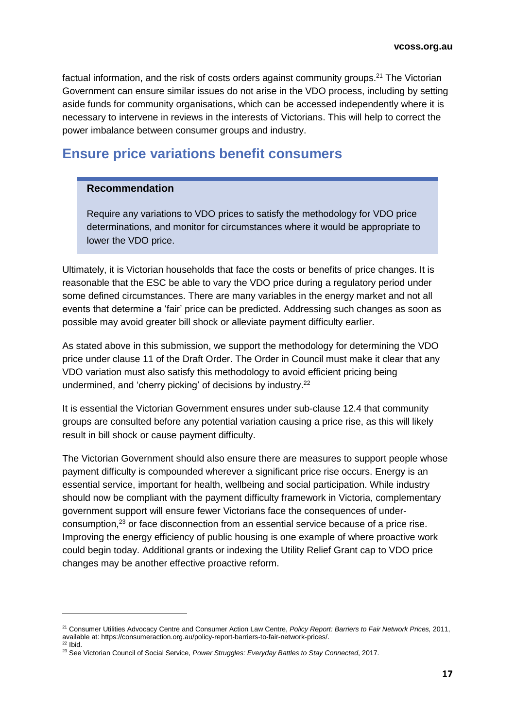factual information, and the risk of costs orders against community groups.[21] The Victorian Government can ensure similar issues do not arise in the VDO process, including by setting aside funds for community organisations, which can be accessed independently where it is necessary to intervene in reviews in the interests of Victorians. This will help to correct the power imbalance between consumer groups and industry.

## Ensure price variations benefit consumers

> **Recommendation**
>
> Require any variations to VDO prices to satisfy the methodology for VDO price determinations, and monitor for circumstances where it would be appropriate to lower the VDO price.

Ultimately, it is Victorian households that face the costs or benefits of price changes. It is reasonable that the ESC be able to vary the VDO price during a regulatory period under some defined circumstances. There are many variables in the energy market and not all events that determine a 'fair' price can be predicted. Addressing such changes as soon as possible may avoid greater bill shock or alleviate payment difficulty earlier.

As stated above in this submission, we support the methodology for determining the VDO price under clause 11 of the Draft Order. The Order in Council must make it clear that any VDO variation must also satisfy this methodology to avoid efficient pricing being undermined, and 'cherry picking' of decisions by industry.[22]

It is essential the Victorian Government ensures under sub-clause 12.4 that community groups are consulted before any potential variation causing a price rise, as this will likely result in bill shock or cause payment difficulty.

The Victorian Government should also ensure there are measures to support people whose payment difficulty is compounded wherever a significant price rise occurs. Energy is an essential service, important for health, wellbeing and social participation. While industry should now be compliant with the payment difficulty framework in Victoria, complementary government support will ensure fewer Victorians face the consequences of under-consumption,[23] or face disconnection from an essential service because of a price rise. Improving the energy efficiency of public housing is one example of where proactive work could begin today. Additional grants or indexing the Utility Relief Grant cap to VDO price changes may be another effective proactive reform.

---

[21] Consumer Utilities Advocacy Centre and Consumer Action Law Centre, *Policy Report: Barriers to Fair Network Prices,* 2011, available at: https://consumeraction.org.au/policy-report-barriers-to-fair-network-prices/.
[22] Ibid.
[23] See Victorian Council of Social Service, *Power Struggles: Everyday Battles to Stay Connected*, 2017.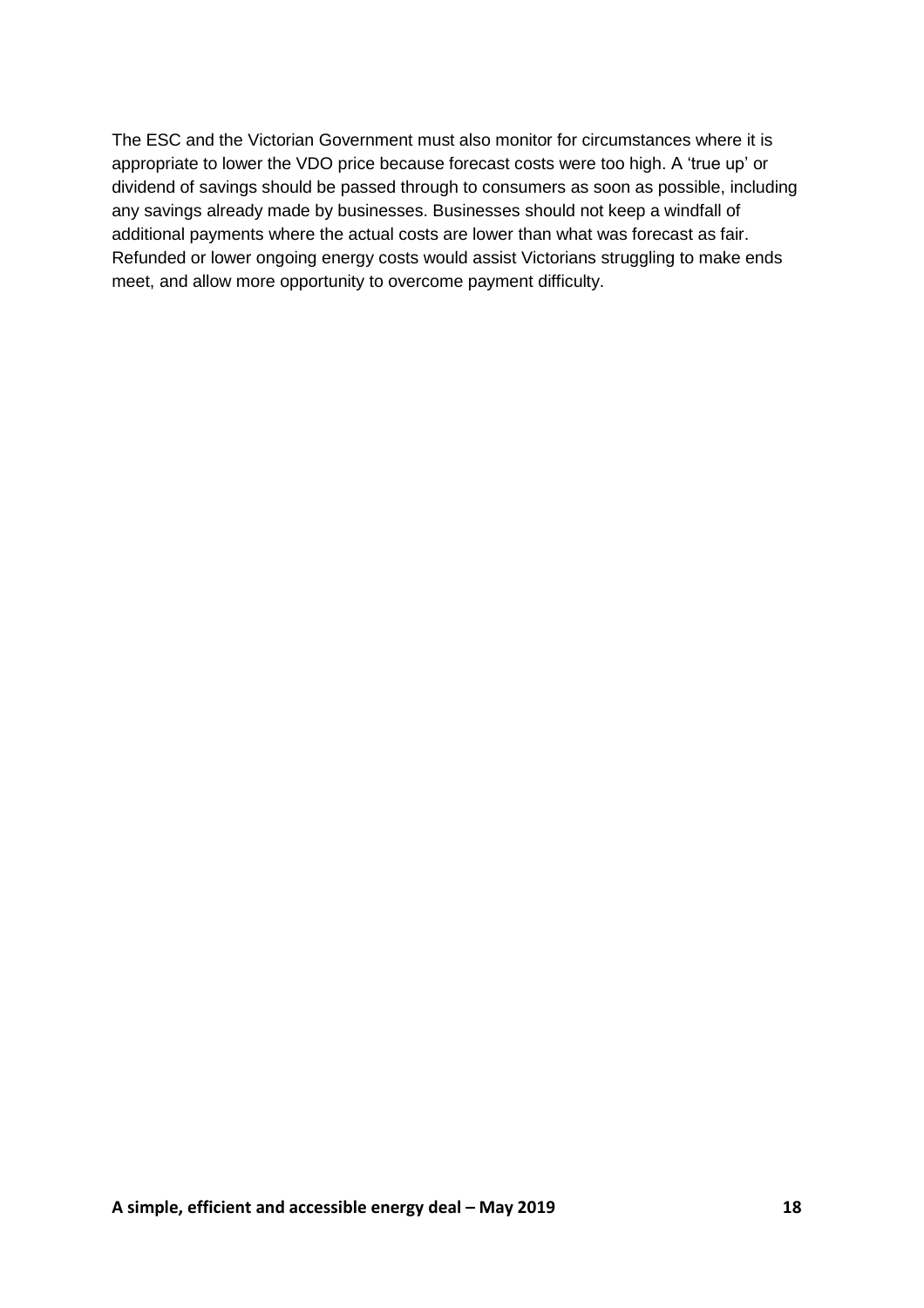The ESC and the Victorian Government must also monitor for circumstances where it is appropriate to lower the VDO price because forecast costs were too high. A 'true up' or dividend of savings should be passed through to consumers as soon as possible, including any savings already made by businesses. Businesses should not keep a windfall of additional payments where the actual costs are lower than what was forecast as fair. Refunded or lower ongoing energy costs would assist Victorians struggling to make ends meet, and allow more opportunity to overcome payment difficulty.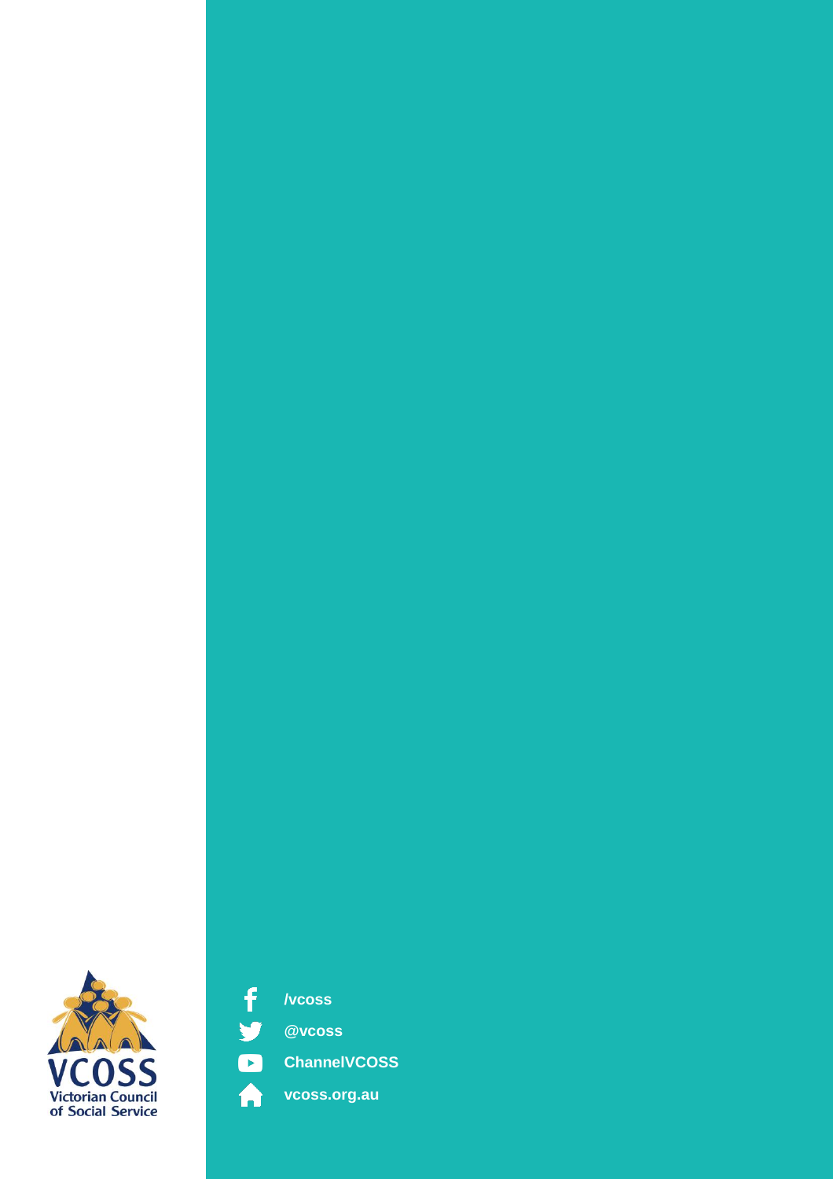VCOSS
Victorian Council of Social Service

/vcoss

@vcoss

ChannelVCOSS

vcoss.org.au